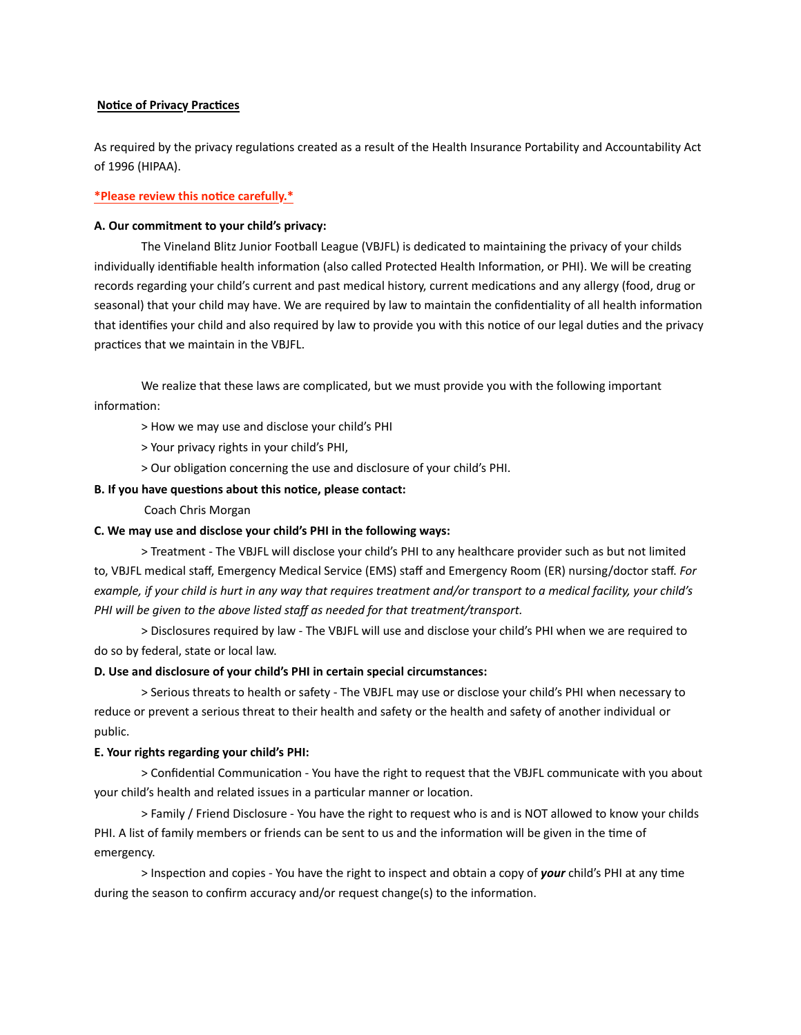**Notice of Privacy Practices**

As required by the privacy regulations created as a result of the Health Insurance Portability and Accountability Act of 1996 (HIPAA).

***Please review this notice carefully.***

**A. Our commitment to your child's privacy:**

The Vineland Blitz Junior Football League (VBJFL) is dedicated to maintaining the privacy of your childs individually identifiable health information (also called Protected Health Information, or PHI). We will be creating records regarding your child's current and past medical history, current medications and any allergy (food, drug or seasonal) that your child may have. We are required by law to maintain the confidentiality of all health information that identifies your child and also required by law to provide you with this notice of our legal duties and the privacy practices that we maintain in the VBJFL.

We realize that these laws are complicated, but we must provide you with the following important information:

> How we may use and disclose your child's PHI

> Your privacy rights in your child's PHI,

> Our obligation concerning the use and disclosure of your child's PHI.

**B. If you have questions about this notice, please contact:**

Coach Chris Morgan

**C. We may use and disclose your child's PHI in the following ways:**

> Treatment - The VBJFL will disclose your child's PHI to any healthcare provider such as but not limited to, VBJFL medical staff, Emergency Medical Service (EMS) staff and Emergency Room (ER) nursing/doctor staff. *For example, if your child is hurt in any way that requires treatment and/or transport to a medical facility, your child's PHI will be given to the above listed staff as needed for that treatment/transport.*

> Disclosures required by law - The VBJFL will use and disclose your child's PHI when we are required to do so by federal, state or local law.

**D. Use and disclosure of your child's PHI in certain special circumstances:**

> Serious threats to health or safety - The VBJFL may use or disclose your child's PHI when necessary to reduce or prevent a serious threat to their health and safety or the health and safety of another individual or public.

**E. Your rights regarding your child's PHI:**

> Confidential Communication - You have the right to request that the VBJFL communicate with you about your child's health and related issues in a particular manner or location.

> Family / Friend Disclosure - You have the right to request who is and is NOT allowed to know your childs PHI. A list of family members or friends can be sent to us and the information will be given in the time of emergency.

> Inspection and copies - You have the right to inspect and obtain a copy of ***your*** child's PHI at any time during the season to confirm accuracy and/or request change(s) to the information.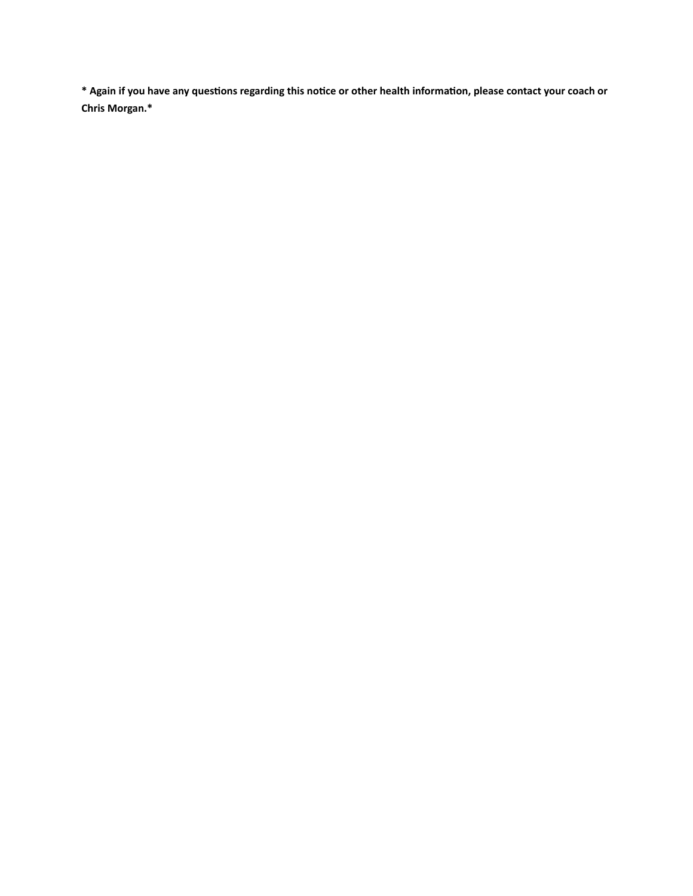**\* Again if you have any questions regarding this notice or other health information, please contact your coach or Chris Morgan.\***